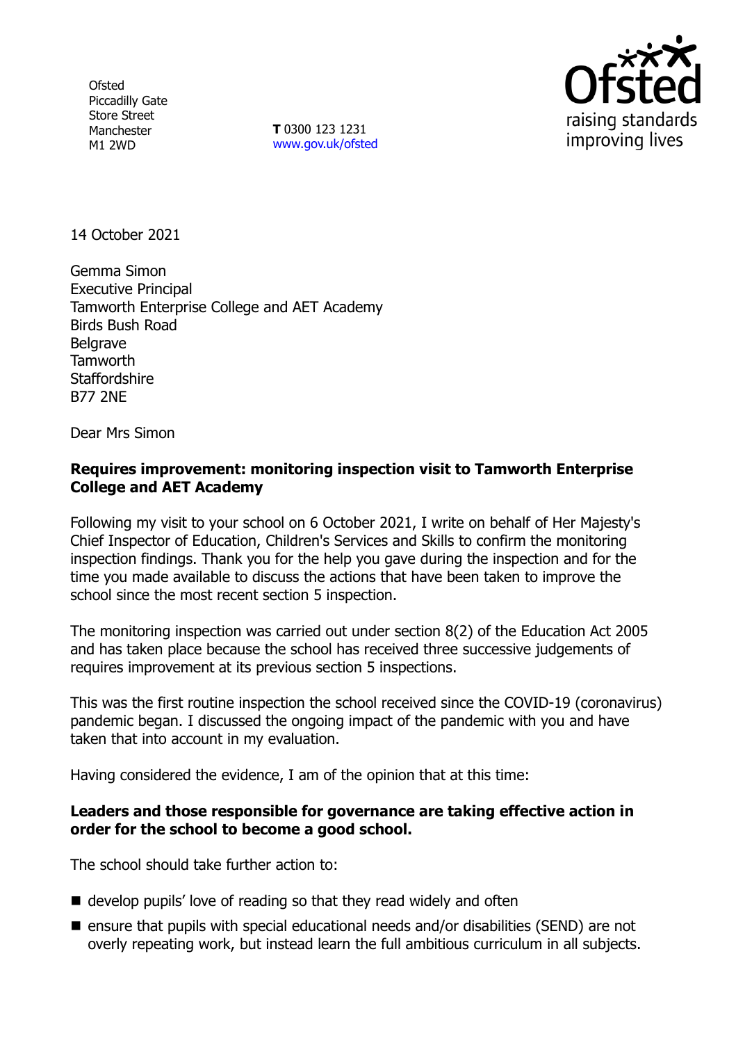Ofsted
Piccadilly Gate
Store Street
Manchester
M1 2WD

**T** 0300 123 1231
www.gov.uk/ofsted

14 October 2021

Gemma Simon
Executive Principal
Tamworth Enterprise College and AET Academy
Birds Bush Road
Belgrave
Tamworth
Staffordshire
B77 2NE

Dear Mrs Simon

**Requires improvement: monitoring inspection visit to Tamworth Enterprise College and AET Academy**

Following my visit to your school on 6 October 2021, I write on behalf of Her Majesty's Chief Inspector of Education, Children's Services and Skills to confirm the monitoring inspection findings. Thank you for the help you gave during the inspection and for the time you made available to discuss the actions that have been taken to improve the school since the most recent section 5 inspection.

The monitoring inspection was carried out under section 8(2) of the Education Act 2005 and has taken place because the school has received three successive judgements of requires improvement at its previous section 5 inspections.

This was the first routine inspection the school received since the COVID-19 (coronavirus) pandemic began. I discussed the ongoing impact of the pandemic with you and have taken that into account in my evaluation.

Having considered the evidence, I am of the opinion that at this time:

**Leaders and those responsible for governance are taking effective action in order for the school to become a good school.**

The school should take further action to:

- develop pupils' love of reading so that they read widely and often
- ensure that pupils with special educational needs and/or disabilities (SEND) are not overly repeating work, but instead learn the full ambitious curriculum in all subjects.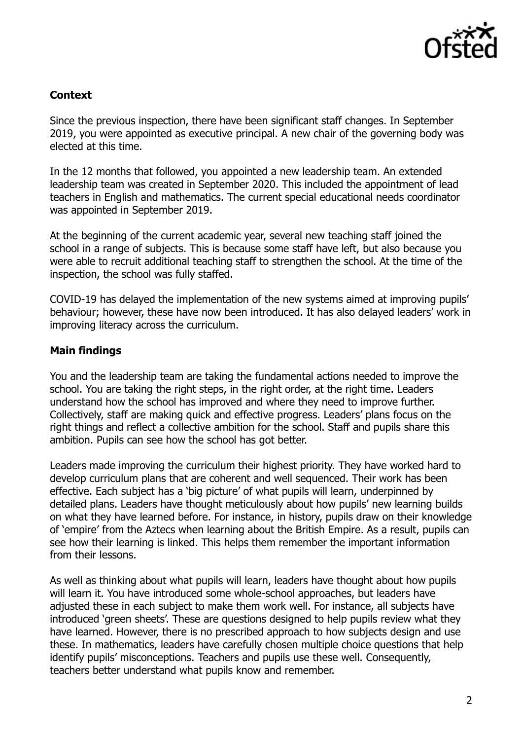**Context**

Since the previous inspection, there have been significant staff changes. In September 2019, you were appointed as executive principal. A new chair of the governing body was elected at this time.

In the 12 months that followed, you appointed a new leadership team. An extended leadership team was created in September 2020. This included the appointment of lead teachers in English and mathematics. The current special educational needs coordinator was appointed in September 2019.

At the beginning of the current academic year, several new teaching staff joined the school in a range of subjects. This is because some staff have left, but also because you were able to recruit additional teaching staff to strengthen the school. At the time of the inspection, the school was fully staffed.

COVID-19 has delayed the implementation of the new systems aimed at improving pupils' behaviour; however, these have now been introduced. It has also delayed leaders' work in improving literacy across the curriculum.

**Main findings**

You and the leadership team are taking the fundamental actions needed to improve the school. You are taking the right steps, in the right order, at the right time. Leaders understand how the school has improved and where they need to improve further. Collectively, staff are making quick and effective progress. Leaders' plans focus on the right things and reflect a collective ambition for the school. Staff and pupils share this ambition. Pupils can see how the school has got better.

Leaders made improving the curriculum their highest priority. They have worked hard to develop curriculum plans that are coherent and well sequenced. Their work has been effective. Each subject has a 'big picture' of what pupils will learn, underpinned by detailed plans. Leaders have thought meticulously about how pupils' new learning builds on what they have learned before. For instance, in history, pupils draw on their knowledge of 'empire' from the Aztecs when learning about the British Empire. As a result, pupils can see how their learning is linked. This helps them remember the important information from their lessons.

As well as thinking about what pupils will learn, leaders have thought about how pupils will learn it. You have introduced some whole-school approaches, but leaders have adjusted these in each subject to make them work well. For instance, all subjects have introduced 'green sheets'. These are questions designed to help pupils review what they have learned. However, there is no prescribed approach to how subjects design and use these. In mathematics, leaders have carefully chosen multiple choice questions that help identify pupils' misconceptions. Teachers and pupils use these well. Consequently, teachers better understand what pupils know and remember.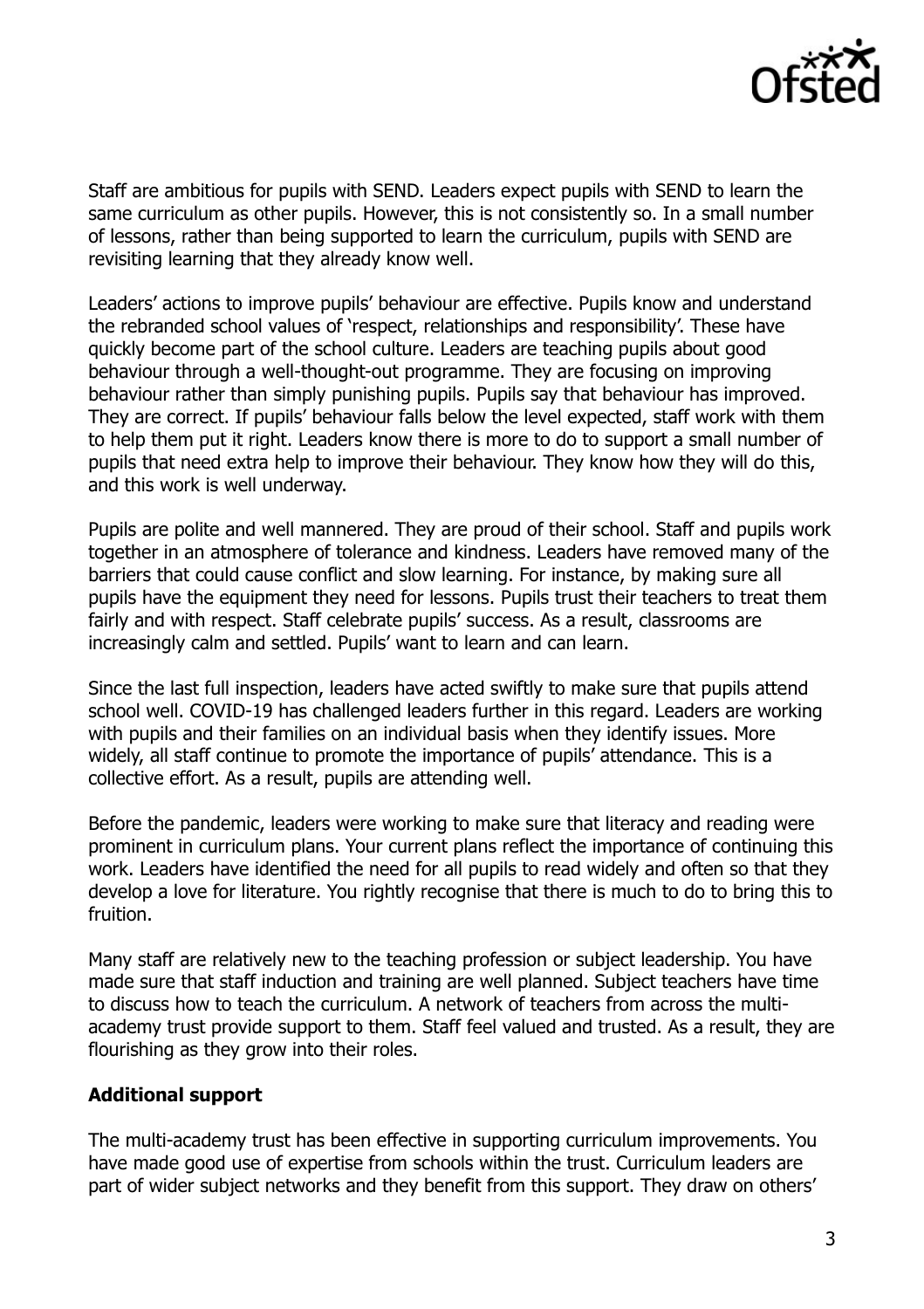Staff are ambitious for pupils with SEND. Leaders expect pupils with SEND to learn the same curriculum as other pupils. However, this is not consistently so. In a small number of lessons, rather than being supported to learn the curriculum, pupils with SEND are revisiting learning that they already know well.

Leaders' actions to improve pupils' behaviour are effective. Pupils know and understand the rebranded school values of 'respect, relationships and responsibility'. These have quickly become part of the school culture. Leaders are teaching pupils about good behaviour through a well-thought-out programme. They are focusing on improving behaviour rather than simply punishing pupils. Pupils say that behaviour has improved. They are correct. If pupils' behaviour falls below the level expected, staff work with them to help them put it right. Leaders know there is more to do to support a small number of pupils that need extra help to improve their behaviour. They know how they will do this, and this work is well underway.

Pupils are polite and well mannered. They are proud of their school. Staff and pupils work together in an atmosphere of tolerance and kindness. Leaders have removed many of the barriers that could cause conflict and slow learning. For instance, by making sure all pupils have the equipment they need for lessons. Pupils trust their teachers to treat them fairly and with respect. Staff celebrate pupils' success. As a result, classrooms are increasingly calm and settled. Pupils' want to learn and can learn.

Since the last full inspection, leaders have acted swiftly to make sure that pupils attend school well. COVID-19 has challenged leaders further in this regard. Leaders are working with pupils and their families on an individual basis when they identify issues. More widely, all staff continue to promote the importance of pupils' attendance. This is a collective effort. As a result, pupils are attending well.

Before the pandemic, leaders were working to make sure that literacy and reading were prominent in curriculum plans. Your current plans reflect the importance of continuing this work. Leaders have identified the need for all pupils to read widely and often so that they develop a love for literature. You rightly recognise that there is much to do to bring this to fruition.

Many staff are relatively new to the teaching profession or subject leadership. You have made sure that staff induction and training are well planned. Subject teachers have time to discuss how to teach the curriculum. A network of teachers from across the multi-academy trust provide support to them. Staff feel valued and trusted. As a result, they are flourishing as they grow into their roles.

**Additional support**

The multi-academy trust has been effective in supporting curriculum improvements. You have made good use of expertise from schools within the trust. Curriculum leaders are part of wider subject networks and they benefit from this support. They draw on others'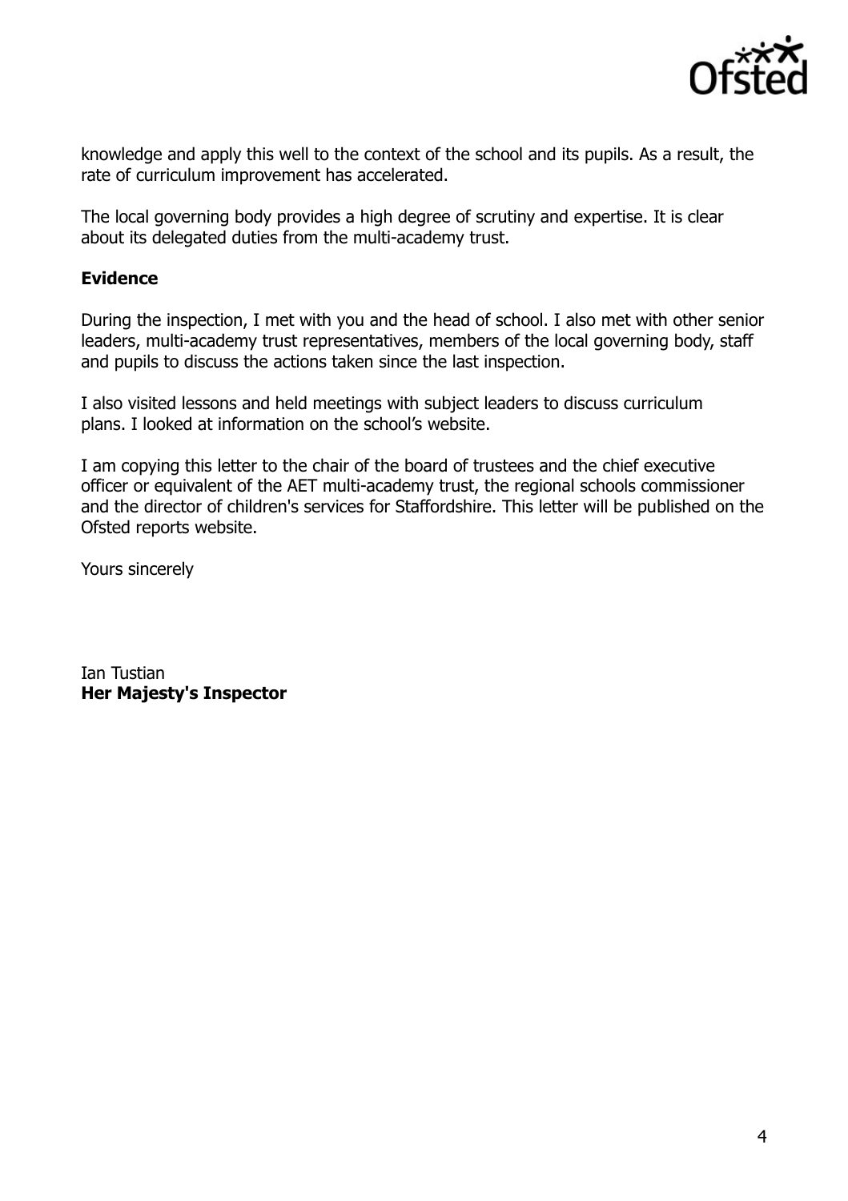knowledge and apply this well to the context of the school and its pupils. As a result, the rate of curriculum improvement has accelerated.

The local governing body provides a high degree of scrutiny and expertise. It is clear about its delegated duties from the multi-academy trust.

**Evidence**

During the inspection, I met with you and the head of school. I also met with other senior leaders, multi-academy trust representatives, members of the local governing body, staff and pupils to discuss the actions taken since the last inspection.

I also visited lessons and held meetings with subject leaders to discuss curriculum plans. I looked at information on the school's website.

I am copying this letter to the chair of the board of trustees and the chief executive officer or equivalent of the AET multi-academy trust, the regional schools commissioner and the director of children's services for Staffordshire. This letter will be published on the Ofsted reports website.

Yours sincerely

Ian Tustian
**Her Majesty's Inspector**